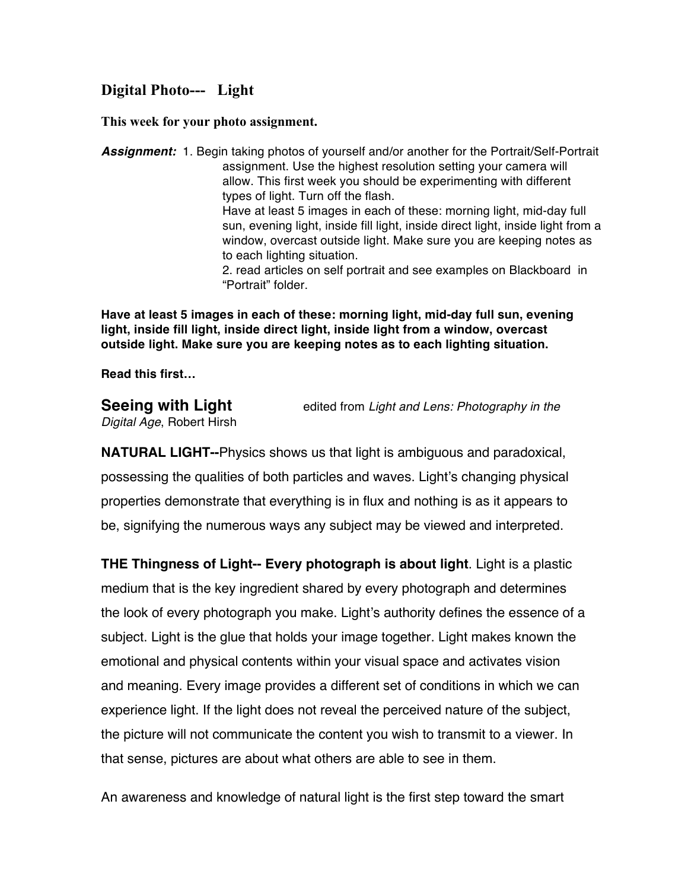## Digital Photo--- Light

**This week for your photo assignment.**

***Assignment:*** 1. Begin taking photos of yourself and/or another for the Portrait/Self-Portrait assignment. Use the highest resolution setting your camera will allow. This first week you should be experimenting with different types of light. Turn off the flash.
Have at least 5 images in each of these: morning light, mid-day full sun, evening light, inside fill light, inside direct light, inside light from a window, overcast outside light. Make sure you are keeping notes as to each lighting situation.
2. read articles on self portrait and see examples on Blackboard in "Portrait" folder.

**Have at least 5 images in each of these: morning light, mid-day full sun, evening light, inside fill light, inside direct light, inside light from a window, overcast outside light. Make sure you are keeping notes as to each lighting situation.**

**Read this first…**

**Seeing with Light** edited from *Light and Lens: Photography in the Digital Age*, Robert Hirsh

**NATURAL LIGHT--**Physics shows us that light is ambiguous and paradoxical, possessing the qualities of both particles and waves. Light's changing physical properties demonstrate that everything is in flux and nothing is as it appears to be, signifying the numerous ways any subject may be viewed and interpreted.

**THE Thingness of Light-- Every photograph is about light**. Light is a plastic medium that is the key ingredient shared by every photograph and determines the look of every photograph you make. Light's authority defines the essence of a subject. Light is the glue that holds your image together. Light makes known the emotional and physical contents within your visual space and activates vision and meaning. Every image provides a different set of conditions in which we can experience light. If the light does not reveal the perceived nature of the subject, the picture will not communicate the content you wish to transmit to a viewer. In that sense, pictures are about what others are able to see in them.

An awareness and knowledge of natural light is the first step toward the smart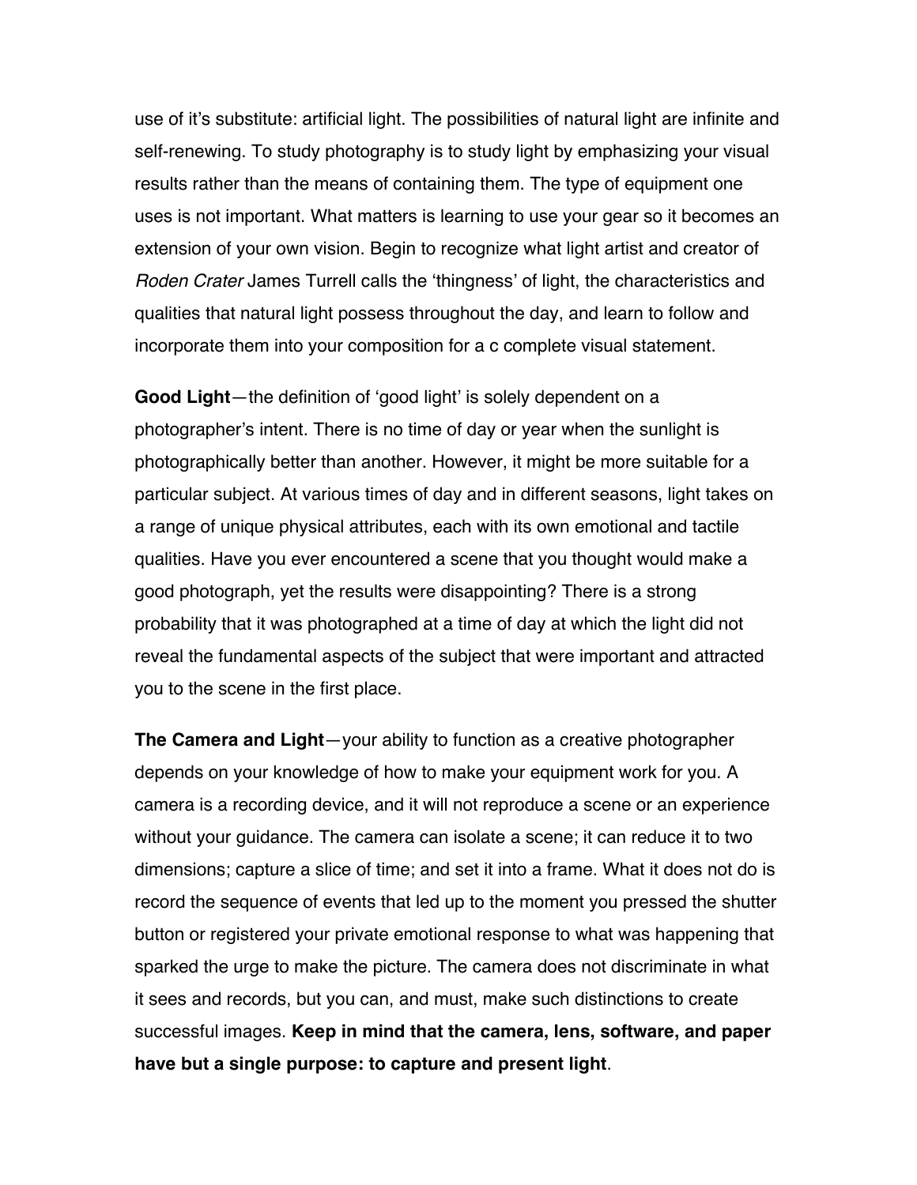use of it's substitute: artificial light. The possibilities of natural light are infinite and self-renewing. To study photography is to study light by emphasizing your visual results rather than the means of containing them. The type of equipment one uses is not important. What matters is learning to use your gear so it becomes an extension of your own vision. Begin to recognize what light artist and creator of *Roden Crater* James Turrell calls the 'thingness' of light, the characteristics and qualities that natural light possess throughout the day, and learn to follow and incorporate them into your composition for a c complete visual statement.

**Good Light**—the definition of 'good light' is solely dependent on a photographer's intent. There is no time of day or year when the sunlight is photographically better than another. However, it might be more suitable for a particular subject. At various times of day and in different seasons, light takes on a range of unique physical attributes, each with its own emotional and tactile qualities. Have you ever encountered a scene that you thought would make a good photograph, yet the results were disappointing? There is a strong probability that it was photographed at a time of day at which the light did not reveal the fundamental aspects of the subject that were important and attracted you to the scene in the first place.

**The Camera and Light**—your ability to function as a creative photographer depends on your knowledge of how to make your equipment work for you. A camera is a recording device, and it will not reproduce a scene or an experience without your guidance. The camera can isolate a scene; it can reduce it to two dimensions; capture a slice of time; and set it into a frame. What it does not do is record the sequence of events that led up to the moment you pressed the shutter button or registered your private emotional response to what was happening that sparked the urge to make the picture. The camera does not discriminate in what it sees and records, but you can, and must, make such distinctions to create successful images. **Keep in mind that the camera, lens, software, and paper have but a single purpose: to capture and present light**.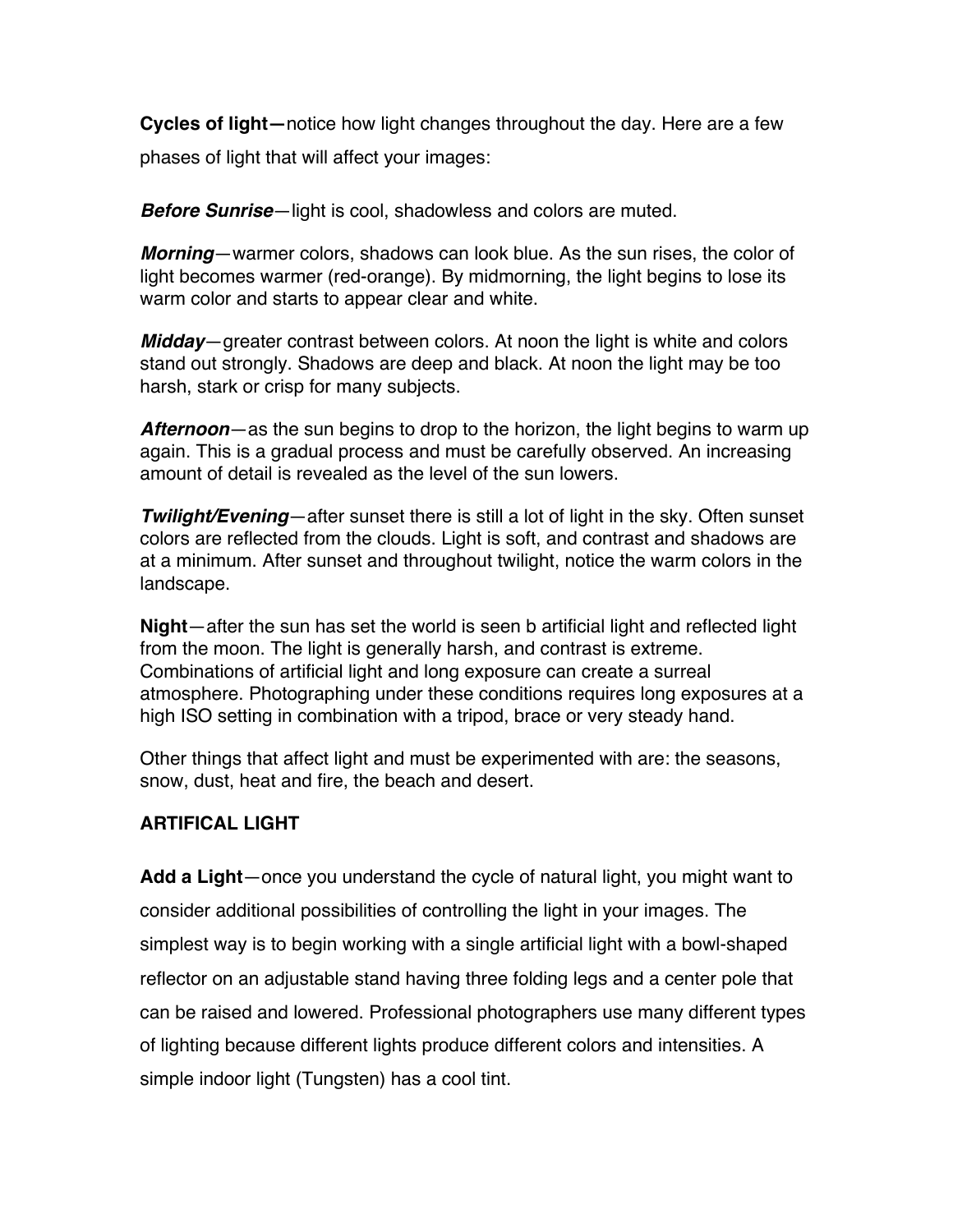**Cycles of light—**notice how light changes throughout the day. Here are a few phases of light that will affect your images:

***Before Sunrise***—light is cool, shadowless and colors are muted.

***Morning***—warmer colors, shadows can look blue. As the sun rises, the color of light becomes warmer (red-orange). By midmorning, the light begins to lose its warm color and starts to appear clear and white.

***Midday***—greater contrast between colors. At noon the light is white and colors stand out strongly. Shadows are deep and black. At noon the light may be too harsh, stark or crisp for many subjects.

***Afternoon***—as the sun begins to drop to the horizon, the light begins to warm up again. This is a gradual process and must be carefully observed. An increasing amount of detail is revealed as the level of the sun lowers.

***Twilight/Evening***—after sunset there is still a lot of light in the sky. Often sunset colors are reflected from the clouds. Light is soft, and contrast and shadows are at a minimum. After sunset and throughout twilight, notice the warm colors in the landscape.

**Night**—after the sun has set the world is seen b artificial light and reflected light from the moon. The light is generally harsh, and contrast is extreme. Combinations of artificial light and long exposure can create a surreal atmosphere. Photographing under these conditions requires long exposures at a high ISO setting in combination with a tripod, brace or very steady hand.

Other things that affect light and must be experimented with are: the seasons, snow, dust, heat and fire, the beach and desert.

**ARTIFICAL LIGHT**

**Add a Light**—once you understand the cycle of natural light, you might want to consider additional possibilities of controlling the light in your images. The simplest way is to begin working with a single artificial light with a bowl-shaped reflector on an adjustable stand having three folding legs and a center pole that can be raised and lowered. Professional photographers use many different types of lighting because different lights produce different colors and intensities. A simple indoor light (Tungsten) has a cool tint.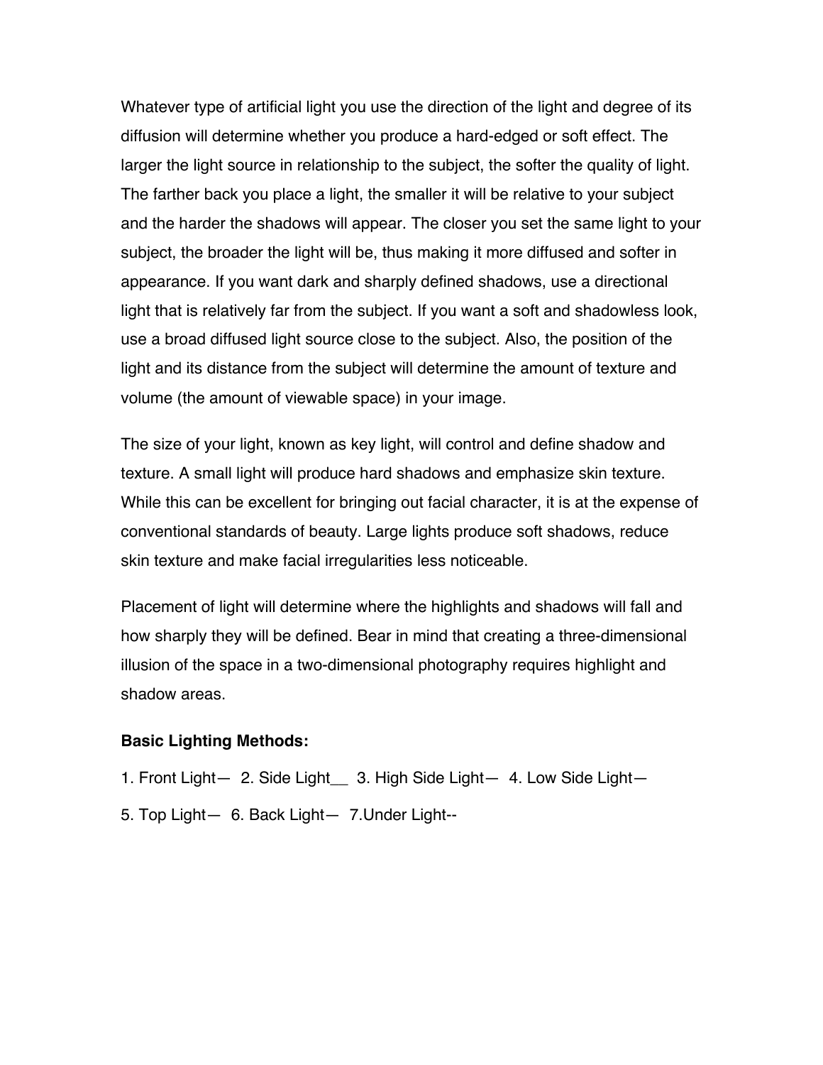Whatever type of artificial light you use the direction of the light and degree of its diffusion will determine whether you produce a hard-edged or soft effect. The larger the light source in relationship to the subject, the softer the quality of light. The farther back you place a light, the smaller it will be relative to your subject and the harder the shadows will appear. The closer you set the same light to your subject, the broader the light will be, thus making it more diffused and softer in appearance. If you want dark and sharply defined shadows, use a directional light that is relatively far from the subject. If you want a soft and shadowless look, use a broad diffused light source close to the subject. Also, the position of the light and its distance from the subject will determine the amount of texture and volume (the amount of viewable space) in your image.

The size of your light, known as key light, will control and define shadow and texture. A small light will produce hard shadows and emphasize skin texture. While this can be excellent for bringing out facial character, it is at the expense of conventional standards of beauty. Large lights produce soft shadows, reduce skin texture and make facial irregularities less noticeable.

Placement of light will determine where the highlights and shadows will fall and how sharply they will be defined. Bear in mind that creating a three-dimensional illusion of the space in a two-dimensional photography requires highlight and shadow areas.

**Basic Lighting Methods:**

1. Front Light— 2. Side Light__ 3. High Side Light— 4. Low Side Light—

5. Top Light— 6. Back Light— 7.Under Light--